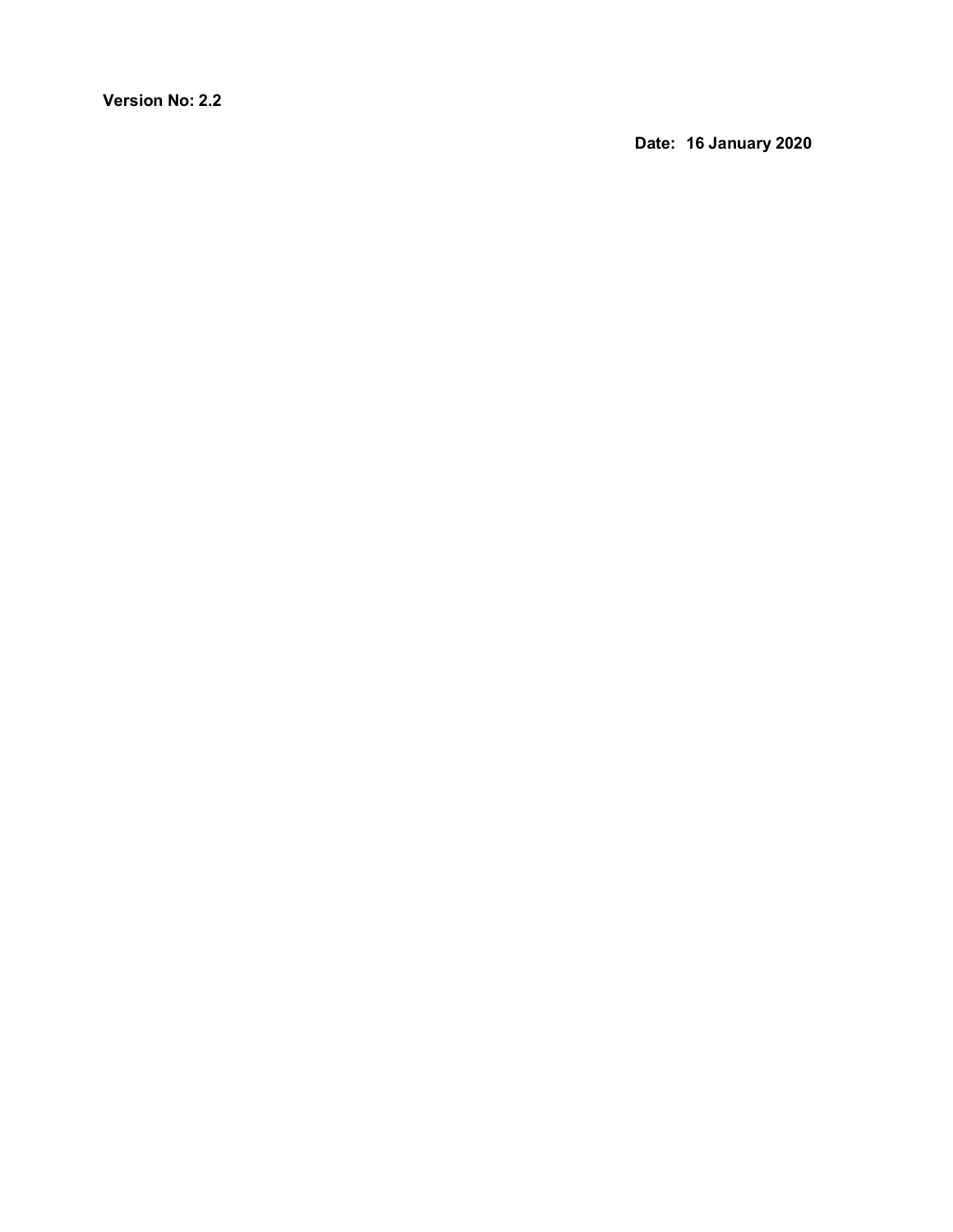**Version No: 2.2**

**Date: 16 January 2020**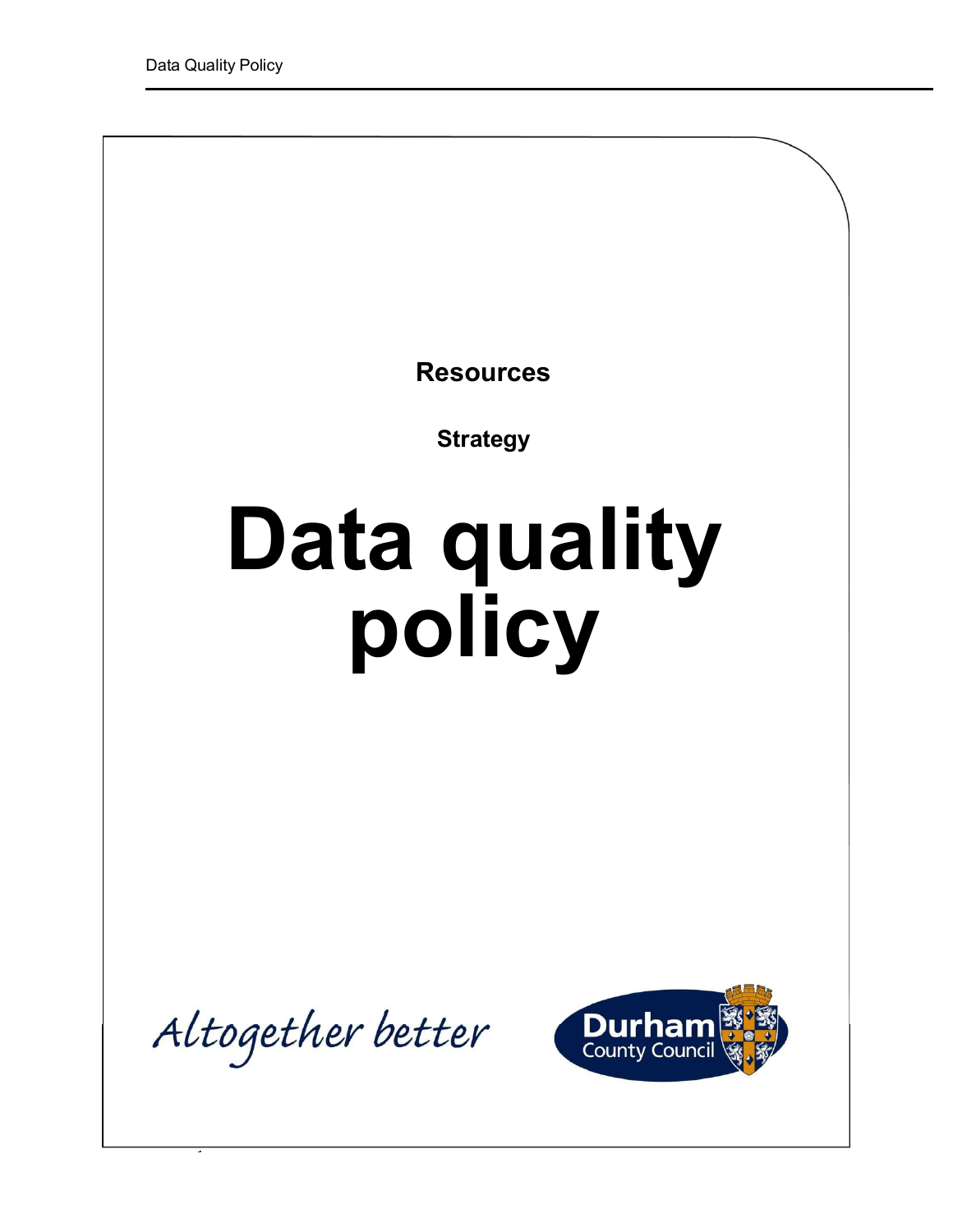**Resources**

**Strategy**

# Data quality policy

Altogether better

Durham County Council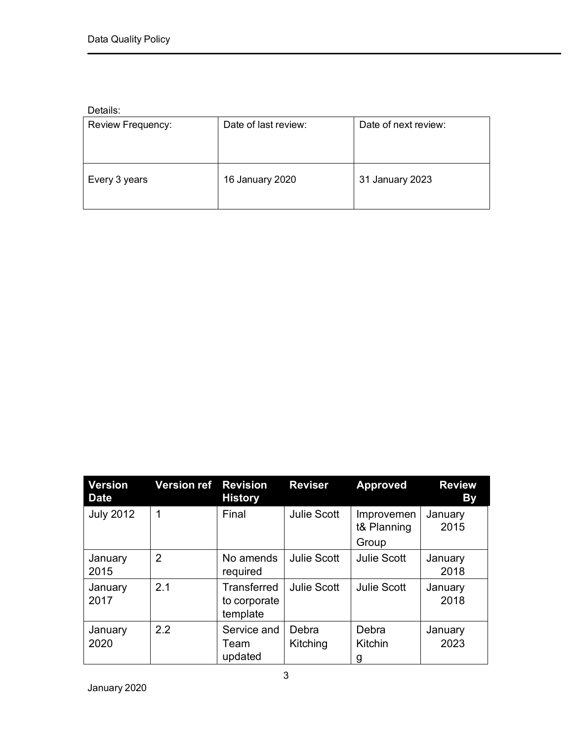Details:

| Review Frequency: | Date of last review: | Date of next review: |
|---|---|---|
| Every 3 years | 16 January 2020 | 31 January 2023 |

| Version Date | Version ref | Revision History | Reviser | Approved | Review By |
|---|---|---|---|---|---|
| July 2012 | 1 | Final | Julie Scott | Improvement& Planning Group | January 2015 |
| January 2015 | 2 | No amends required | Julie Scott | Julie Scott | January 2018 |
| January 2017 | 2.1 | Transferred to corporate template | Julie Scott | Julie Scott | January 2018 |
| January 2020 | 2.2 | Service and Team updated | Debra Kitching | Debra Kitching | January 2023 |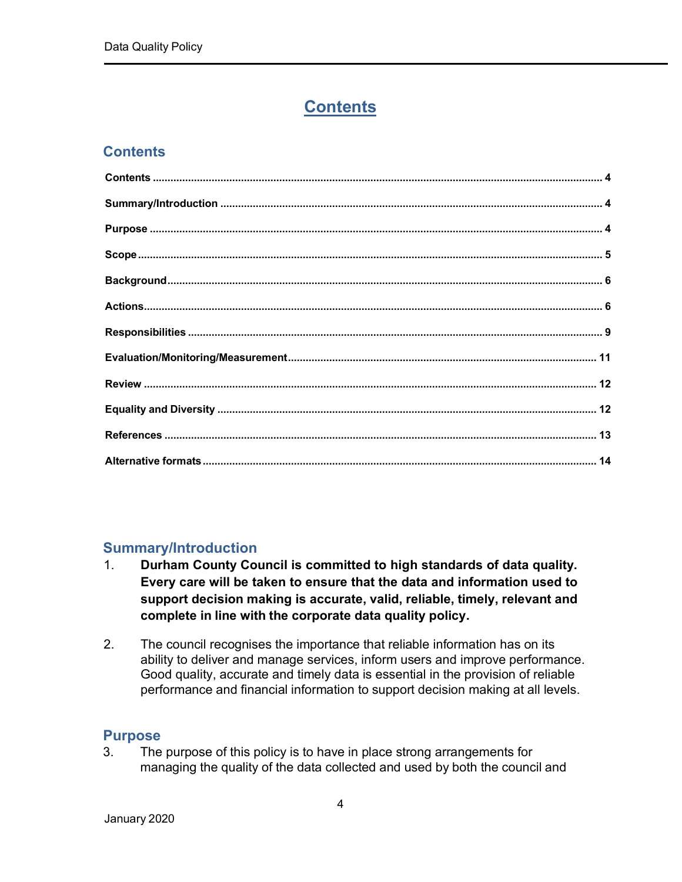# Contents

## Contents

**Contents** ..................................................................................................................................... 4

**Summary/Introduction** ............................................................................................................... 4

**Purpose** ...................................................................................................................................... 4

**Scope** .......................................................................................................................................... 5

**Background** ................................................................................................................................ 6

**Actions** ........................................................................................................................................ 6

**Responsibilities** .......................................................................................................................... 9

**Evaluation/Monitoring/Measurement** ....................................................................................... 11

**Review** ....................................................................................................................................... 12

**Equality and Diversity** .............................................................................................................. 12

**References** ............................................................................................................................... 13

**Alternative formats** ................................................................................................................... 14

## Summary/Introduction

1. **Durham County Council is committed to high standards of data quality. Every care will be taken to ensure that the data and information used to support decision making is accurate, valid, reliable, timely, relevant and complete in line with the corporate data quality policy.**

2. The council recognises the importance that reliable information has on its ability to deliver and manage services, inform users and improve performance. Good quality, accurate and timely data is essential in the provision of reliable performance and financial information to support decision making at all levels.

## Purpose

3. The purpose of this policy is to have in place strong arrangements for managing the quality of the data collected and used by both the council and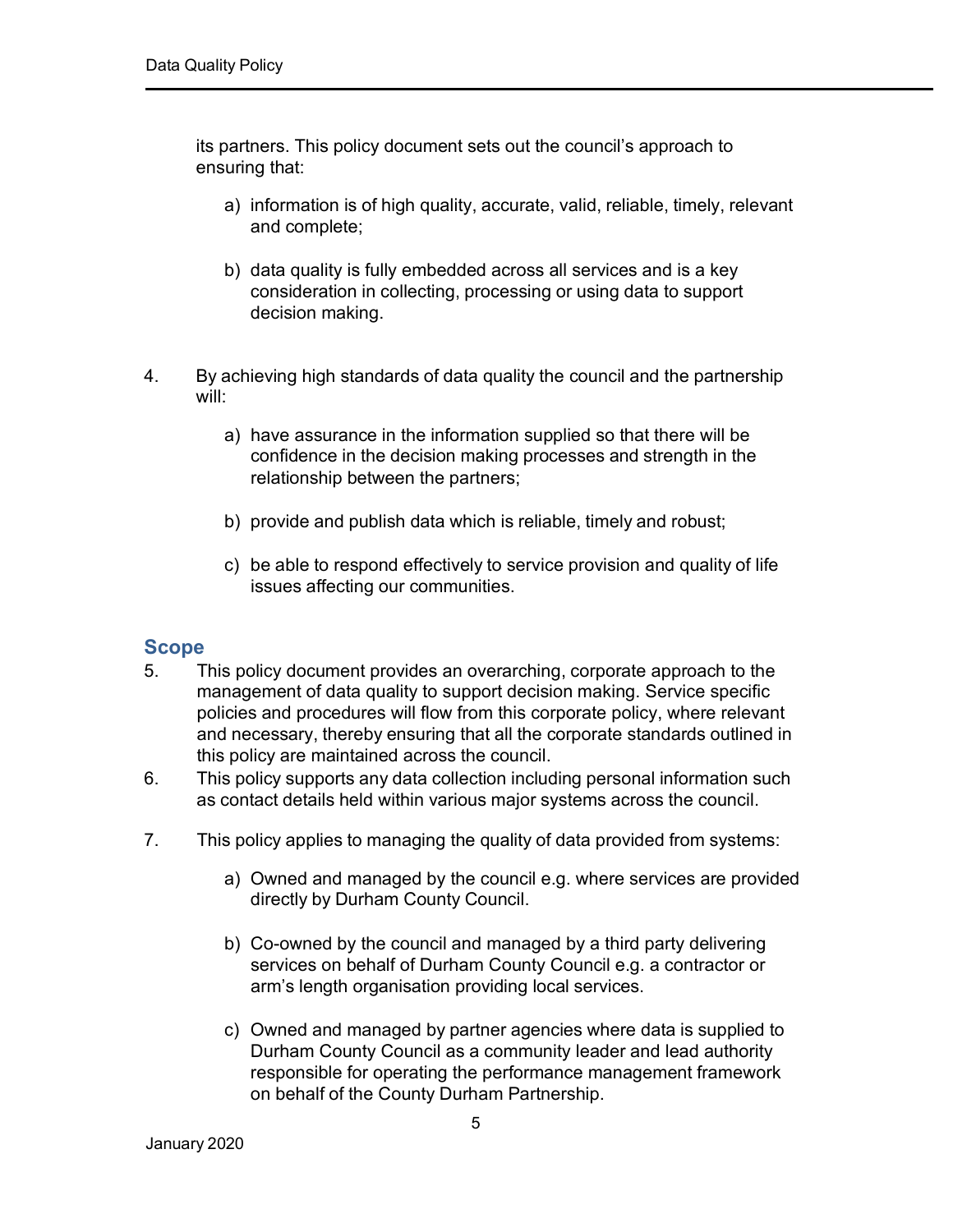its partners. This policy document sets out the council's approach to ensuring that:

a) information is of high quality, accurate, valid, reliable, timely, relevant and complete;

b) data quality is fully embedded across all services and is a key consideration in collecting, processing or using data to support decision making.

4. By achieving high standards of data quality the council and the partnership will:

   a) have assurance in the information supplied so that there will be confidence in the decision making processes and strength in the relationship between the partners;

   b) provide and publish data which is reliable, timely and robust;

   c) be able to respond effectively to service provision and quality of life issues affecting our communities.

## Scope

5. This policy document provides an overarching, corporate approach to the management of data quality to support decision making. Service specific policies and procedures will flow from this corporate policy, where relevant and necessary, thereby ensuring that all the corporate standards outlined in this policy are maintained across the council.

6. This policy supports any data collection including personal information such as contact details held within various major systems across the council.

7. This policy applies to managing the quality of data provided from systems:

   a) Owned and managed by the council e.g. where services are provided directly by Durham County Council.

   b) Co-owned by the council and managed by a third party delivering services on behalf of Durham County Council e.g. a contractor or arm's length organisation providing local services.

   c) Owned and managed by partner agencies where data is supplied to Durham County Council as a community leader and lead authority responsible for operating the performance management framework on behalf of the County Durham Partnership.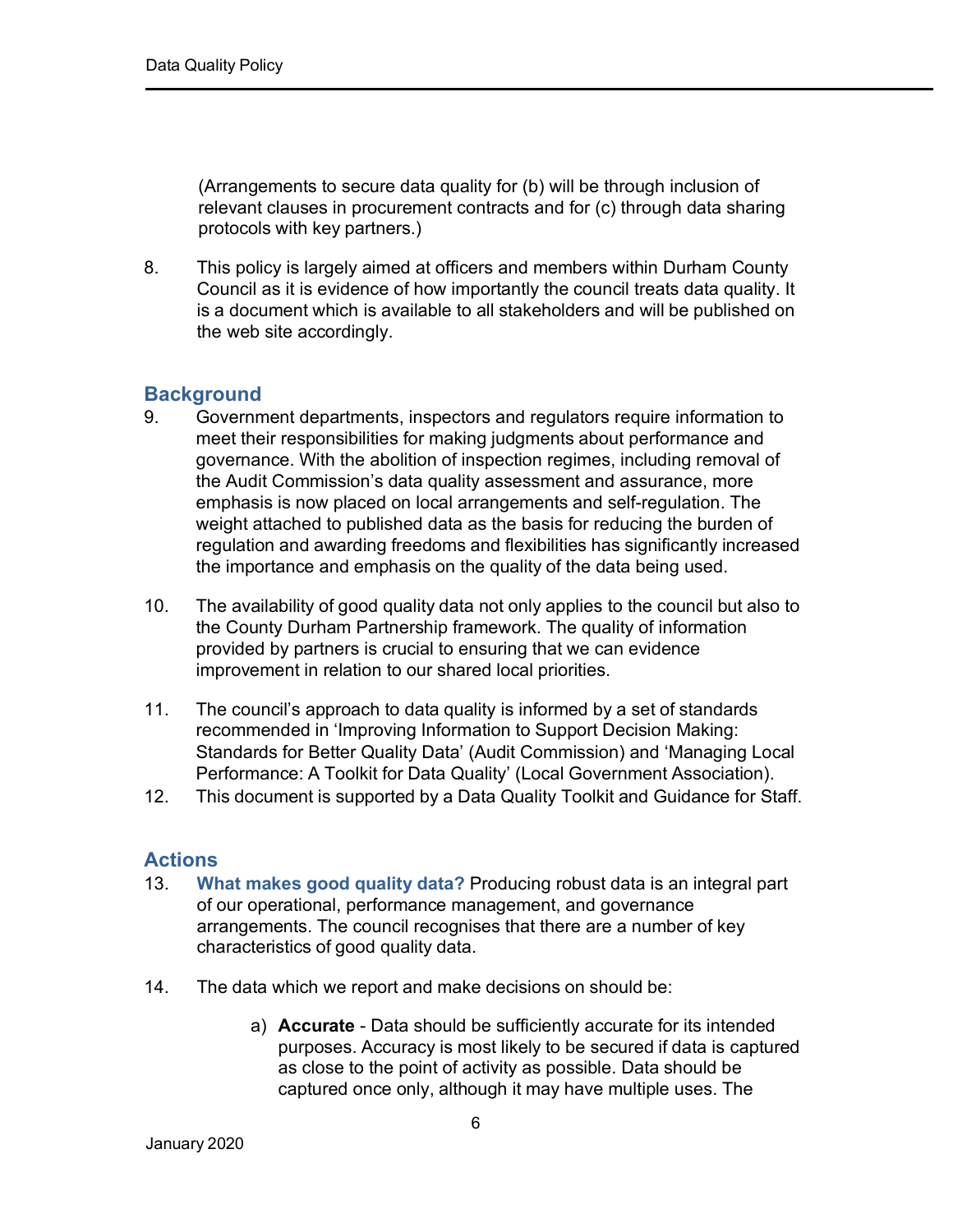(Arrangements to secure data quality for (b) will be through inclusion of relevant clauses in procurement contracts and for (c) through data sharing protocols with key partners.)

8. This policy is largely aimed at officers and members within Durham County Council as it is evidence of how importantly the council treats data quality. It is a document which is available to all stakeholders and will be published on the web site accordingly.

## Background

9. Government departments, inspectors and regulators require information to meet their responsibilities for making judgments about performance and governance. With the abolition of inspection regimes, including removal of the Audit Commission's data quality assessment and assurance, more emphasis is now placed on local arrangements and self-regulation. The weight attached to published data as the basis for reducing the burden of regulation and awarding freedoms and flexibilities has significantly increased the importance and emphasis on the quality of the data being used.

10. The availability of good quality data not only applies to the council but also to the County Durham Partnership framework. The quality of information provided by partners is crucial to ensuring that we can evidence improvement in relation to our shared local priorities.

11. The council's approach to data quality is informed by a set of standards recommended in 'Improving Information to Support Decision Making: Standards for Better Quality Data' (Audit Commission) and 'Managing Local Performance: A Toolkit for Data Quality' (Local Government Association).

12. This document is supported by a Data Quality Toolkit and Guidance for Staff.

## Actions

13. **What makes good quality data?** Producing robust data is an integral part of our operational, performance management, and governance arrangements. The council recognises that there are a number of key characteristics of good quality data.

14. The data which we report and make decisions on should be:

    a) **Accurate** - Data should be sufficiently accurate for its intended purposes. Accuracy is most likely to be secured if data is captured as close to the point of activity as possible. Data should be captured once only, although it may have multiple uses. The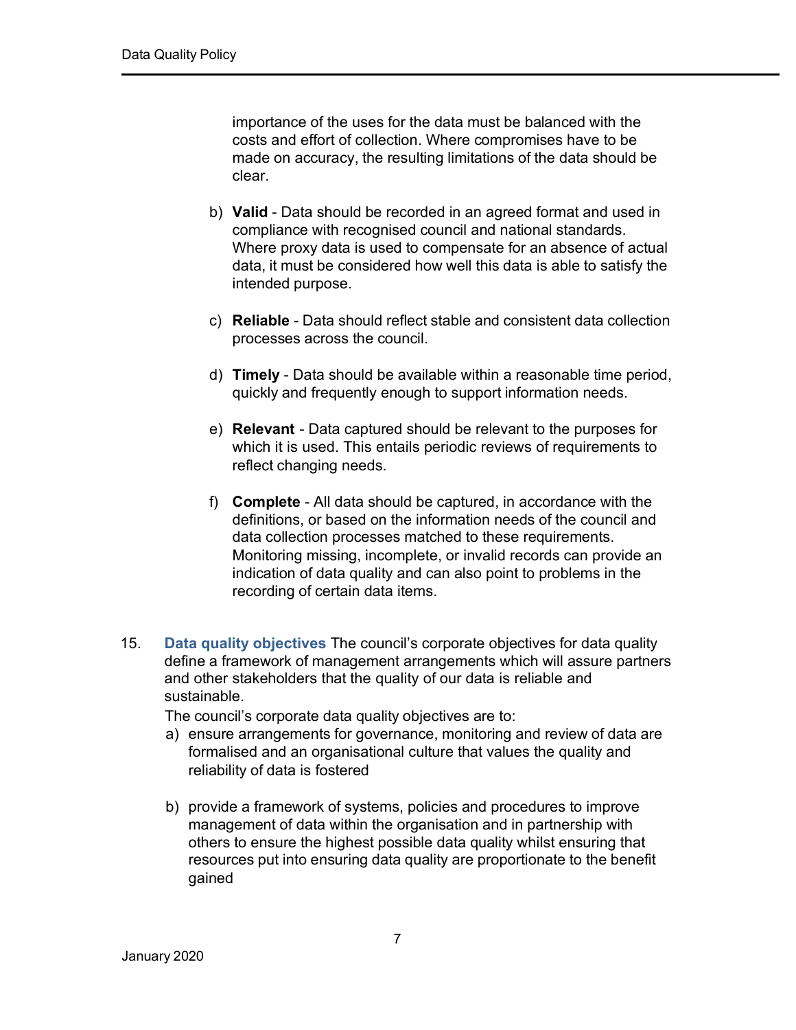importance of the uses for the data must be balanced with the costs and effort of collection. Where compromises have to be made on accuracy, the resulting limitations of the data should be clear.

b) **Valid** - Data should be recorded in an agreed format and used in compliance with recognised council and national standards. Where proxy data is used to compensate for an absence of actual data, it must be considered how well this data is able to satisfy the intended purpose.

c) **Reliable** - Data should reflect stable and consistent data collection processes across the council.

d) **Timely** - Data should be available within a reasonable time period, quickly and frequently enough to support information needs.

e) **Relevant** - Data captured should be relevant to the purposes for which it is used. This entails periodic reviews of requirements to reflect changing needs.

f) **Complete** - All data should be captured, in accordance with the definitions, or based on the information needs of the council and data collection processes matched to these requirements. Monitoring missing, incomplete, or invalid records can provide an indication of data quality and can also point to problems in the recording of certain data items.

15. **Data quality objectives** The council's corporate objectives for data quality define a framework of management arrangements which will assure partners and other stakeholders that the quality of our data is reliable and sustainable.

The council's corporate data quality objectives are to:

a) ensure arrangements for governance, monitoring and review of data are formalised and an organisational culture that values the quality and reliability of data is fostered

b) provide a framework of systems, policies and procedures to improve management of data within the organisation and in partnership with others to ensure the highest possible data quality whilst ensuring that resources put into ensuring data quality are proportionate to the benefit gained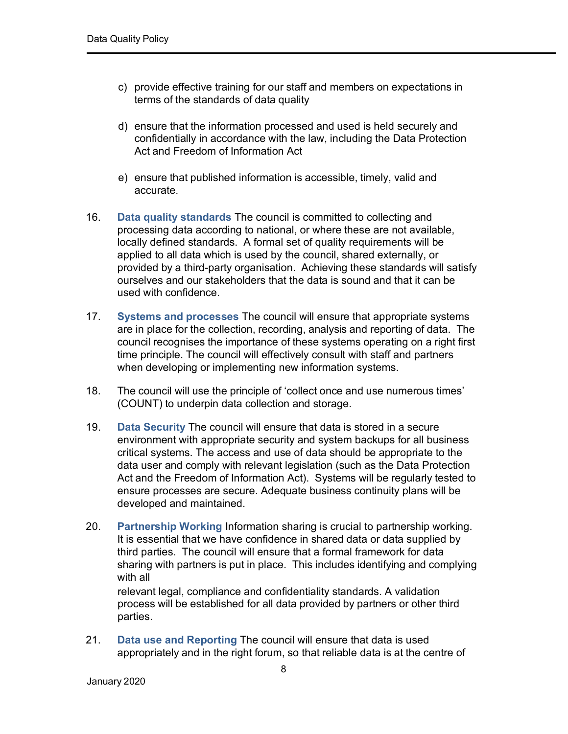c) provide effective training for our staff and members on expectations in terms of the standards of data quality

d) ensure that the information processed and used is held securely and confidentially in accordance with the law, including the Data Protection Act and Freedom of Information Act

e) ensure that published information is accessible, timely, valid and accurate.

16. **Data quality standards** The council is committed to collecting and processing data according to national, or where these are not available, locally defined standards. A formal set of quality requirements will be applied to all data which is used by the council, shared externally, or provided by a third-party organisation. Achieving these standards will satisfy ourselves and our stakeholders that the data is sound and that it can be used with confidence.

17. **Systems and processes** The council will ensure that appropriate systems are in place for the collection, recording, analysis and reporting of data. The council recognises the importance of these systems operating on a right first time principle. The council will effectively consult with staff and partners when developing or implementing new information systems.

18. The council will use the principle of 'collect once and use numerous times' (COUNT) to underpin data collection and storage.

19. **Data Security** The council will ensure that data is stored in a secure environment with appropriate security and system backups for all business critical systems. The access and use of data should be appropriate to the data user and comply with relevant legislation (such as the Data Protection Act and the Freedom of Information Act). Systems will be regularly tested to ensure processes are secure. Adequate business continuity plans will be developed and maintained.

20. **Partnership Working** Information sharing is crucial to partnership working. It is essential that we have confidence in shared data or data supplied by third parties. The council will ensure that a formal framework for data sharing with partners is put in place. This includes identifying and complying with all relevant legal, compliance and confidentiality standards. A validation process will be established for all data provided by partners or other third parties.

21. **Data use and Reporting** The council will ensure that data is used appropriately and in the right forum, so that reliable data is at the centre of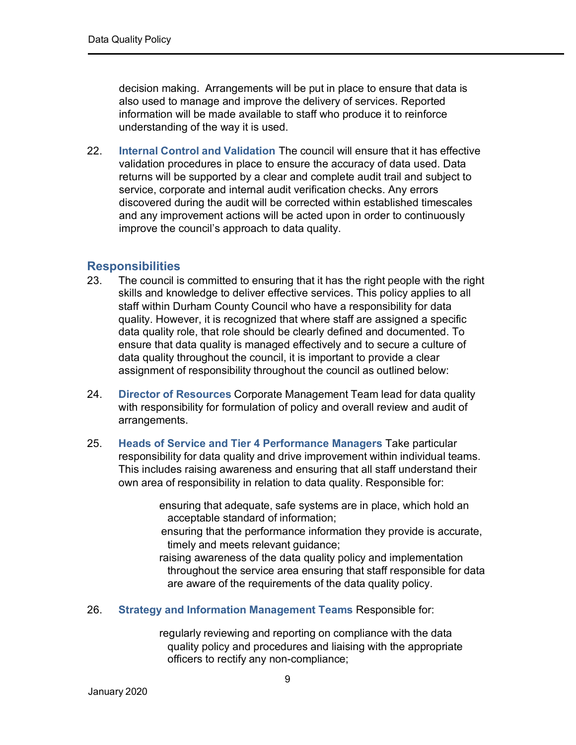decision making. Arrangements will be put in place to ensure that data is also used to manage and improve the delivery of services. Reported information will be made available to staff who produce it to reinforce understanding of the way it is used.

22. **Internal Control and Validation** The council will ensure that it has effective validation procedures in place to ensure the accuracy of data used. Data returns will be supported by a clear and complete audit trail and subject to service, corporate and internal audit verification checks. Any errors discovered during the audit will be corrected within established timescales and any improvement actions will be acted upon in order to continuously improve the council's approach to data quality.

## Responsibilities

23. The council is committed to ensuring that it has the right people with the right skills and knowledge to deliver effective services. This policy applies to all staff within Durham County Council who have a responsibility for data quality. However, it is recognized that where staff are assigned a specific data quality role, that role should be clearly defined and documented. To ensure that data quality is managed effectively and to secure a culture of data quality throughout the council, it is important to provide a clear assignment of responsibility throughout the council as outlined below:

24. **Director of Resources** Corporate Management Team lead for data quality with responsibility for formulation of policy and overall review and audit of arrangements.

25. **Heads of Service and Tier 4 Performance Managers** Take particular responsibility for data quality and drive improvement within individual teams. This includes raising awareness and ensuring that all staff understand their own area of responsibility in relation to data quality. Responsible for:

    - ensuring that adequate, safe systems are in place, which hold an acceptable standard of information;
    - ensuring that the performance information they provide is accurate, timely and meets relevant guidance;
    - raising awareness of the data quality policy and implementation throughout the service area ensuring that staff responsible for data are aware of the requirements of the data quality policy.

26. **Strategy and Information Management Teams** Responsible for:

    - regularly reviewing and reporting on compliance with the data quality policy and procedures and liaising with the appropriate officers to rectify any non-compliance;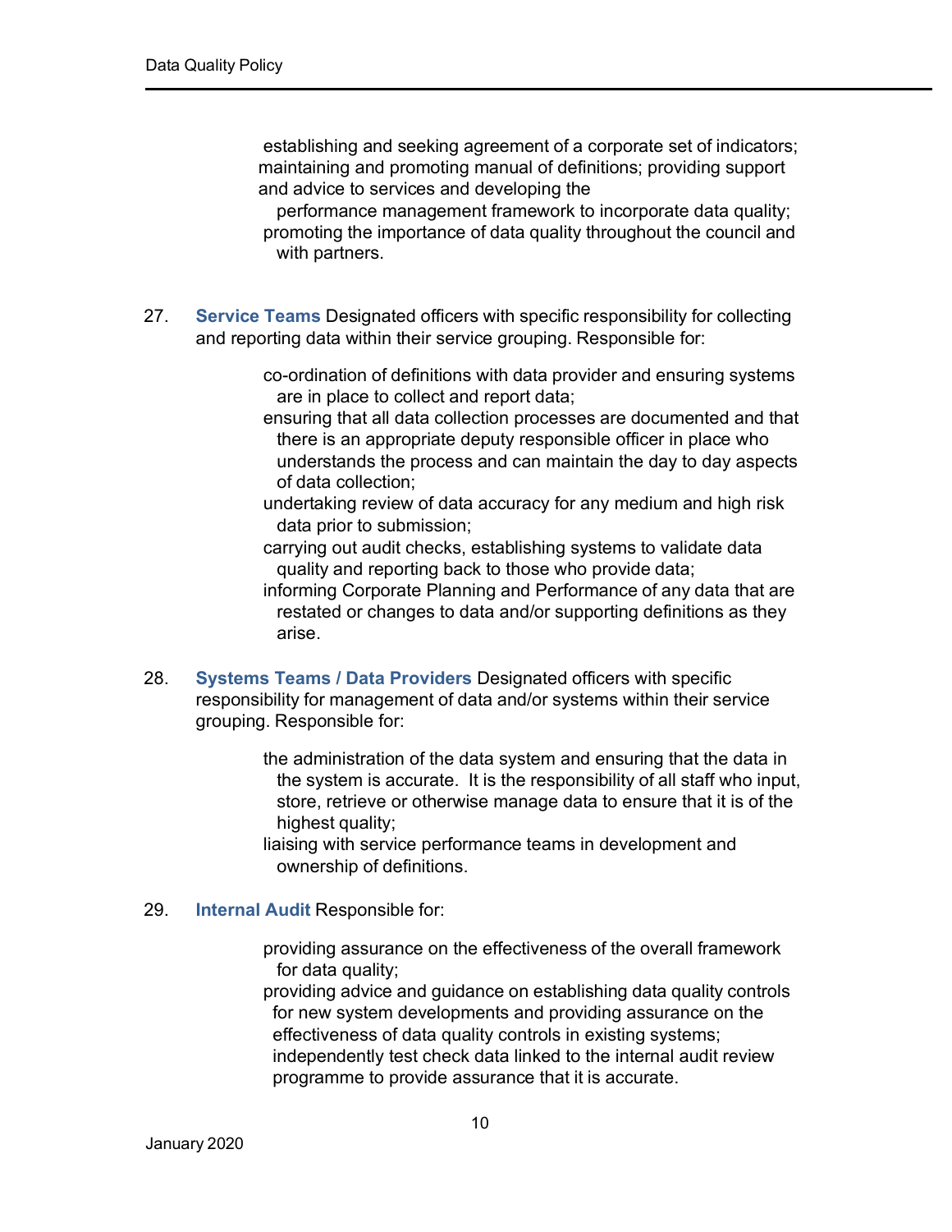- establishing and seeking agreement of a corporate set of indicators;
- maintaining and promoting manual of definitions; providing support and advice to services and developing the performance management framework to incorporate data quality;
- promoting the importance of data quality throughout the council and with partners.

27. **Service Teams** Designated officers with specific responsibility for collecting and reporting data within their service grouping. Responsible for:

    - co-ordination of definitions with data provider and ensuring systems are in place to collect and report data;
    - ensuring that all data collection processes are documented and that there is an appropriate deputy responsible officer in place who understands the process and can maintain the day to day aspects of data collection;
    - undertaking review of data accuracy for any medium and high risk data prior to submission;
    - carrying out audit checks, establishing systems to validate data quality and reporting back to those who provide data;
    - informing Corporate Planning and Performance of any data that are restated or changes to data and/or supporting definitions as they arise.

28. **Systems Teams / Data Providers** Designated officers with specific responsibility for management of data and/or systems within their service grouping. Responsible for:

    - the administration of the data system and ensuring that the data in the system is accurate. It is the responsibility of all staff who input, store, retrieve or otherwise manage data to ensure that it is of the highest quality;
    - liaising with service performance teams in development and ownership of definitions.

29. **Internal Audit** Responsible for:

    - providing assurance on the effectiveness of the overall framework for data quality;
    - providing advice and guidance on establishing data quality controls for new system developments and providing assurance on the effectiveness of data quality controls in existing systems;
    - independently test check data linked to the internal audit review programme to provide assurance that it is accurate.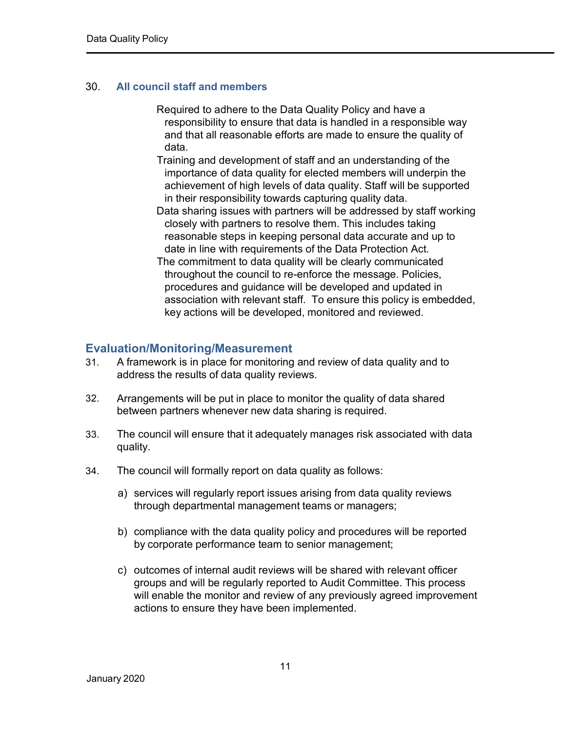30. **All council staff and members**

- Required to adhere to the Data Quality Policy and have a responsibility to ensure that data is handled in a responsible way and that all reasonable efforts are made to ensure the quality of data.
- Training and development of staff and an understanding of the importance of data quality for elected members will underpin the achievement of high levels of data quality. Staff will be supported in their responsibility towards capturing quality data.
- Data sharing issues with partners will be addressed by staff working closely with partners to resolve them. This includes taking reasonable steps in keeping personal data accurate and up to date in line with requirements of the Data Protection Act.
- The commitment to data quality will be clearly communicated throughout the council to re-enforce the message. Policies, procedures and guidance will be developed and updated in association with relevant staff. To ensure this policy is embedded, key actions will be developed, monitored and reviewed.

## Evaluation/Monitoring/Measurement

31. A framework is in place for monitoring and review of data quality and to address the results of data quality reviews.

32. Arrangements will be put in place to monitor the quality of data shared between partners whenever new data sharing is required.

33. The council will ensure that it adequately manages risk associated with data quality.

34. The council will formally report on data quality as follows:

    a) services will regularly report issues arising from data quality reviews through departmental management teams or managers;

    b) compliance with the data quality policy and procedures will be reported by corporate performance team to senior management;

    c) outcomes of internal audit reviews will be shared with relevant officer groups and will be regularly reported to Audit Committee. This process will enable the monitor and review of any previously agreed improvement actions to ensure they have been implemented.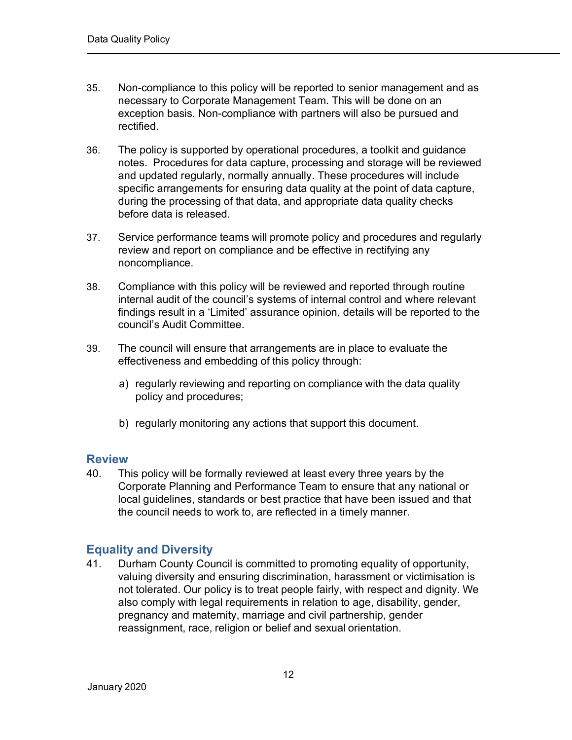35. Non-compliance to this policy will be reported to senior management and as necessary to Corporate Management Team. This will be done on an exception basis. Non-compliance with partners will also be pursued and rectified.

36. The policy is supported by operational procedures, a toolkit and guidance notes. Procedures for data capture, processing and storage will be reviewed and updated regularly, normally annually. These procedures will include specific arrangements for ensuring data quality at the point of data capture, during the processing of that data, and appropriate data quality checks before data is released.

37. Service performance teams will promote policy and procedures and regularly review and report on compliance and be effective in rectifying any noncompliance.

38. Compliance with this policy will be reviewed and reported through routine internal audit of the council's systems of internal control and where relevant findings result in a 'Limited' assurance opinion, details will be reported to the council's Audit Committee.

39. The council will ensure that arrangements are in place to evaluate the effectiveness and embedding of this policy through:

    a) regularly reviewing and reporting on compliance with the data quality policy and procedures;

    b) regularly monitoring any actions that support this document.

## Review

40. This policy will be formally reviewed at least every three years by the Corporate Planning and Performance Team to ensure that any national or local guidelines, standards or best practice that have been issued and that the council needs to work to, are reflected in a timely manner.

## Equality and Diversity

41. Durham County Council is committed to promoting equality of opportunity, valuing diversity and ensuring discrimination, harassment or victimisation is not tolerated. Our policy is to treat people fairly, with respect and dignity. We also comply with legal requirements in relation to age, disability, gender, pregnancy and maternity, marriage and civil partnership, gender reassignment, race, religion or belief and sexual orientation.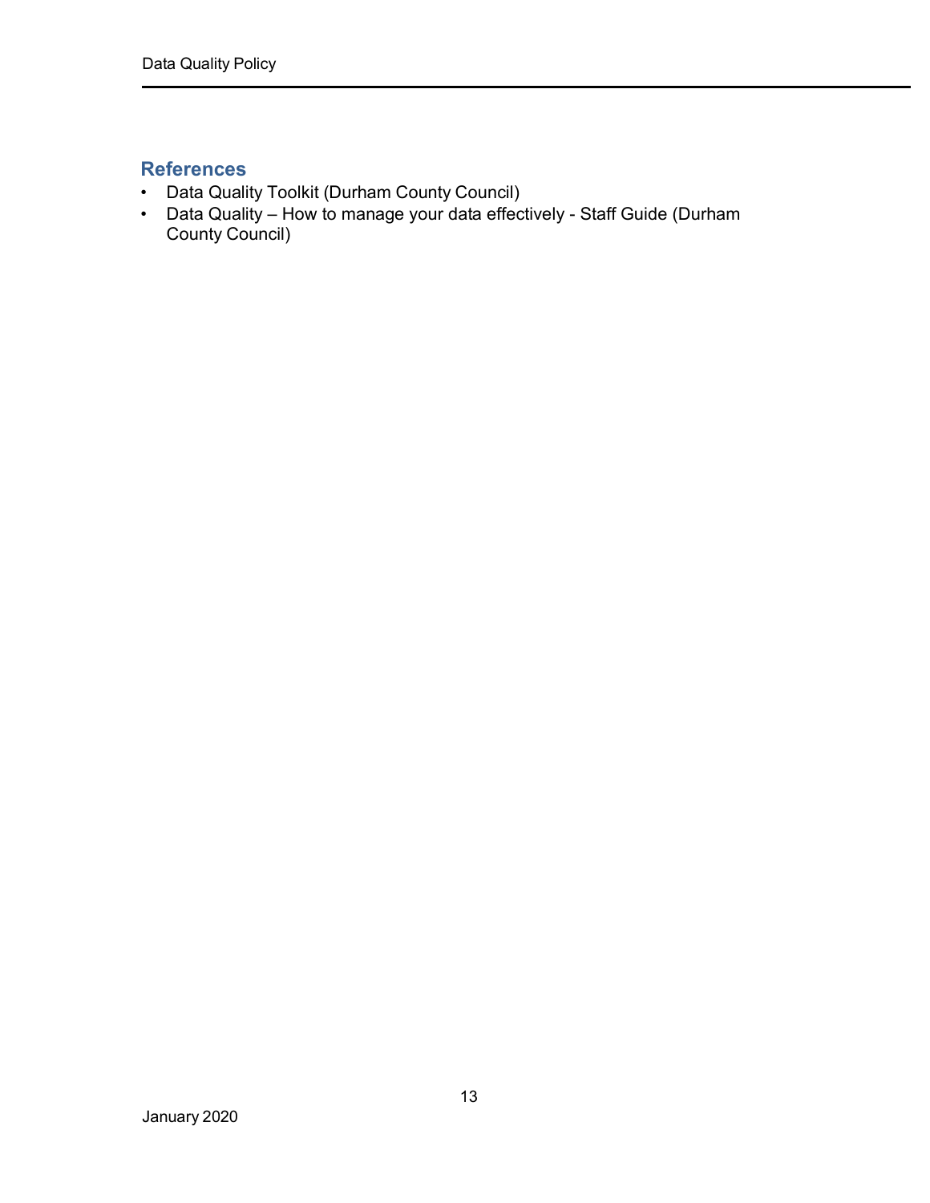## References

- Data Quality Toolkit (Durham County Council)
- Data Quality – How to manage your data effectively - Staff Guide (Durham County Council)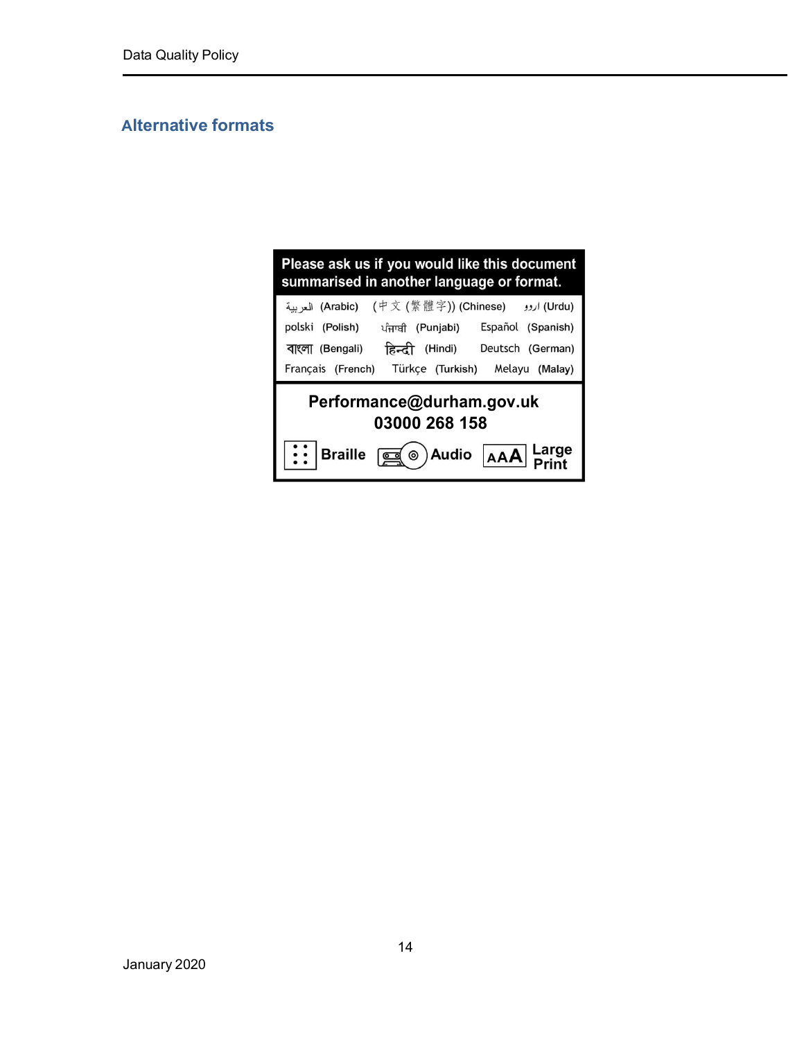## Alternative formats

**Please ask us if you would like this document summarised in another language or format.**

| | | |
|---|---|---|
| العربية (Arabic) | (中文 (繁體字)) (Chinese) | اردو (Urdu) |
| polski (Polish) | ਪੰਜਾਬੀ (Punjabi) | Español (Spanish) |
| বাংলা (Bengali) | हिन्दी (Hindi) | Deutsch (German) |
| Français (French) | Türkçe (Turkish) | Melayu (Malay) |

**Performance@durham.gov.uk**
**03000 268 158**

**Braille** **Audio** **Large Print**